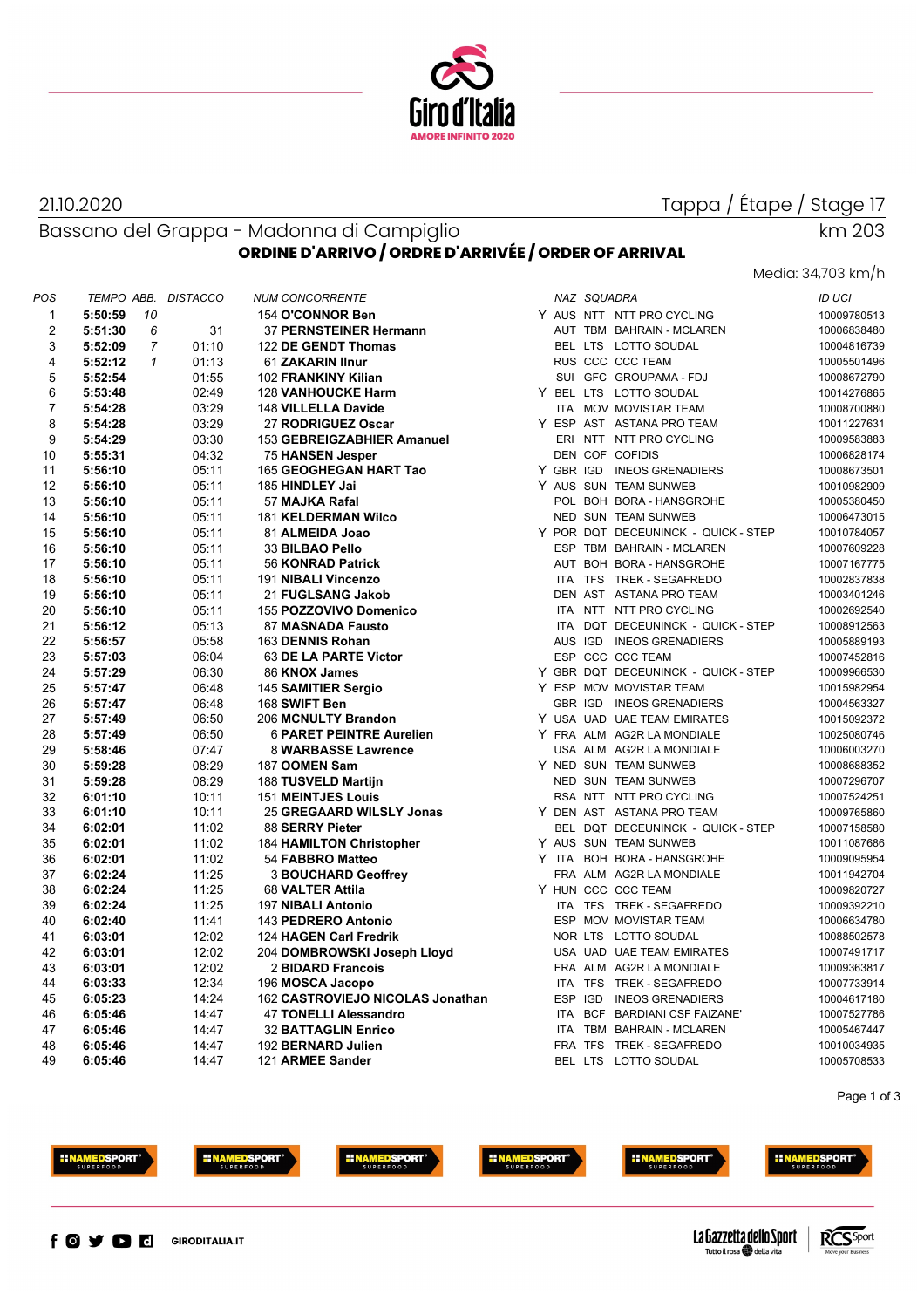21.10.2020

Tappa / Étape / Stage 17

Bassano del Grappa - Madonna di Campiglio

km 203

## ORDINE D'ARRIVO / ORDRE D'ARRIVÉE / ORDER OF ARRIVAL

Media: 34,703 km/h

| POS | TEMPO | ABB. | DISTACCO | NUM | CONCORRENTE | | NAZ | SQUADRA | | ID UCI |
|---|---|---|---|---|---|---|---|---|---|---|
| 1 | **5:50:59** | 10 | | 154 | **O'CONNOR Ben** | Y | AUS | NTT | NTT PRO CYCLING | 10009780513 |
| 2 | **5:51:30** | 6 | 31 | 37 | **PERNSTEINER Hermann** | | AUT | TBM | BAHRAIN - MCLAREN | 10006838480 |
| 3 | **5:52:09** | 7 | 01:10 | 122 | **DE GENDT Thomas** | | BEL | LTS | LOTTO SOUDAL | 10004816739 |
| 4 | **5:52:12** | 1 | 01:13 | 61 | **ZAKARIN Ilnur** | | RUS | CCC | CCC TEAM | 10005501496 |
| 5 | **5:52:54** | | 01:55 | 102 | **FRANKINY Kilian** | | SUI | GFC | GROUPAMA - FDJ | 10008672790 |
| 6 | **5:53:48** | | 02:49 | 128 | **VANHOUCKE Harm** | Y | BEL | LTS | LOTTO SOUDAL | 10014276865 |
| 7 | **5:54:28** | | 03:29 | 148 | **VILLELLA Davide** | | ITA | MOV | MOVISTAR TEAM | 10008700880 |
| 8 | **5:54:28** | | 03:29 | 27 | **RODRIGUEZ Oscar** | Y | ESP | AST | ASTANA PRO TEAM | 10011227631 |
| 9 | **5:54:29** | | 03:30 | 153 | **GEBREIGZABHIER Amanuel** | | ERI | NTT | NTT PRO CYCLING | 10009583883 |
| 10 | **5:55:31** | | 04:32 | 75 | **HANSEN Jesper** | | DEN | COF | COFIDIS | 10006828174 |
| 11 | **5:56:10** | | 05:11 | 165 | **GEOGHEGAN HART Tao** | Y | GBR | IGD | INEOS GRENADIERS | 10008673501 |
| 12 | **5:56:10** | | 05:11 | 185 | **HINDLEY Jai** | Y | AUS | SUN | TEAM SUNWEB | 10010982909 |
| 13 | **5:56:10** | | 05:11 | 57 | **MAJKA Rafal** | | POL | BOH | BORA - HANSGROHE | 10005380450 |
| 14 | **5:56:10** | | 05:11 | 181 | **KELDERMAN Wilco** | | NED | SUN | TEAM SUNWEB | 10006473015 |
| 15 | **5:56:10** | | 05:11 | 81 | **ALMEIDA Joao** | Y | POR | DQT | DECEUNINCK - QUICK - STEP | 10010784057 |
| 16 | **5:56:10** | | 05:11 | 33 | **BILBAO Pello** | | ESP | TBM | BAHRAIN - MCLAREN | 10007609228 |
| 17 | **5:56:10** | | 05:11 | 56 | **KONRAD Patrick** | | AUT | BOH | BORA - HANSGROHE | 10007167775 |
| 18 | **5:56:10** | | 05:11 | 191 | **NIBALI Vincenzo** | | ITA | TFS | TREK - SEGAFREDO | 10002837838 |
| 19 | **5:56:10** | | 05:11 | 21 | **FUGLSANG Jakob** | | DEN | AST | ASTANA PRO TEAM | 10003401246 |
| 20 | **5:56:10** | | 05:11 | 155 | **POZZOVIVO Domenico** | | ITA | NTT | NTT PRO CYCLING | 10002692540 |
| 21 | **5:56:12** | | 05:13 | 87 | **MASNADA Fausto** | | ITA | DQT | DECEUNINCK - QUICK - STEP | 10008912563 |
| 22 | **5:56:57** | | 05:58 | 163 | **DENNIS Rohan** | | AUS | IGD | INEOS GRENADIERS | 10005889193 |
| 23 | **5:57:03** | | 06:04 | 63 | **DE LA PARTE Victor** | | ESP | CCC | CCC TEAM | 10007452816 |
| 24 | **5:57:29** | | 06:30 | 86 | **KNOX James** | Y | GBR | DQT | DECEUNINCK - QUICK - STEP | 10009966530 |
| 25 | **5:57:47** | | 06:48 | 145 | **SAMITIER Sergio** | Y | ESP | MOV | MOVISTAR TEAM | 10015982954 |
| 26 | **5:57:47** | | 06:48 | 168 | **SWIFT Ben** | | GBR | IGD | INEOS GRENADIERS | 10004563327 |
| 27 | **5:57:49** | | 06:50 | 206 | **MCNULTY Brandon** | Y | USA | UAD | UAE TEAM EMIRATES | 10015092372 |
| 28 | **5:57:49** | | 06:50 | 6 | **PARET PEINTRE Aurelien** | Y | FRA | ALM | AG2R LA MONDIALE | 10025080746 |
| 29 | **5:58:46** | | 07:47 | 8 | **WARBASSE Lawrence** | | USA | ALM | AG2R LA MONDIALE | 10006003270 |
| 30 | **5:59:28** | | 08:29 | 187 | **OOMEN Sam** | Y | NED | SUN | TEAM SUNWEB | 10008688352 |
| 31 | **5:59:28** | | 08:29 | 188 | **TUSVELD Martijn** | | NED | SUN | TEAM SUNWEB | 10007296707 |
| 32 | **6:01:10** | | 10:11 | 151 | **MEINTJES Louis** | | RSA | NTT | NTT PRO CYCLING | 10007524251 |
| 33 | **6:01:10** | | 10:11 | 25 | **GREGAARD WILSLY Jonas** | Y | DEN | AST | ASTANA PRO TEAM | 10009765860 |
| 34 | **6:02:01** | | 11:02 | 88 | **SERRY Pieter** | | BEL | DQT | DECEUNINCK - QUICK - STEP | 10007158580 |
| 35 | **6:02:01** | | 11:02 | 184 | **HAMILTON Christopher** | Y | AUS | SUN | TEAM SUNWEB | 10011087686 |
| 36 | **6:02:01** | | 11:02 | 54 | **FABBRO Matteo** | Y | ITA | BOH | BORA - HANSGROHE | 10009095954 |
| 37 | **6:02:24** | | 11:25 | 3 | **BOUCHARD Geoffrey** | | FRA | ALM | AG2R LA MONDIALE | 10011942704 |
| 38 | **6:02:24** | | 11:25 | 68 | **VALTER Attila** | Y | HUN | CCC | CCC TEAM | 10009820727 |
| 39 | **6:02:24** | | 11:25 | 197 | **NIBALI Antonio** | | ITA | TFS | TREK - SEGAFREDO | 10009392210 |
| 40 | **6:02:40** | | 11:41 | 143 | **PEDRERO Antonio** | | ESP | MOV | MOVISTAR TEAM | 10006634780 |
| 41 | **6:03:01** | | 12:02 | 124 | **HAGEN Carl Fredrik** | | NOR | LTS | LOTTO SOUDAL | 10088502578 |
| 42 | **6:03:01** | | 12:02 | 204 | **DOMBROWSKI Joseph Lloyd** | | USA | UAD | UAE TEAM EMIRATES | 10007491717 |
| 43 | **6:03:01** | | 12:02 | 2 | **BIDARD Francois** | | FRA | ALM | AG2R LA MONDIALE | 10009363817 |
| 44 | **6:03:33** | | 12:34 | 196 | **MOSCA Jacopo** | | ITA | TFS | TREK - SEGAFREDO | 10007733914 |
| 45 | **6:05:23** | | 14:24 | 162 | **CASTROVIEJO NICOLAS Jonathan** | | ESP | IGD | INEOS GRENADIERS | 10004617180 |
| 46 | **6:05:46** | | 14:47 | 47 | **TONELLI Alessandro** | | ITA | BCF | BARDIANI CSF FAIZANE' | 10007527786 |
| 47 | **6:05:46** | | 14:47 | 32 | **BATTAGLIN Enrico** | | ITA | TBM | BAHRAIN - MCLAREN | 10005467447 |
| 48 | **6:05:46** | | 14:47 | 192 | **BERNARD Julien** | | FRA | TFS | TREK - SEGAFREDO | 10010034935 |
| 49 | **6:05:46** | | 14:47 | 121 | **ARMEE Sander** | | BEL | LTS | LOTTO SOUDAL | 10005708533 |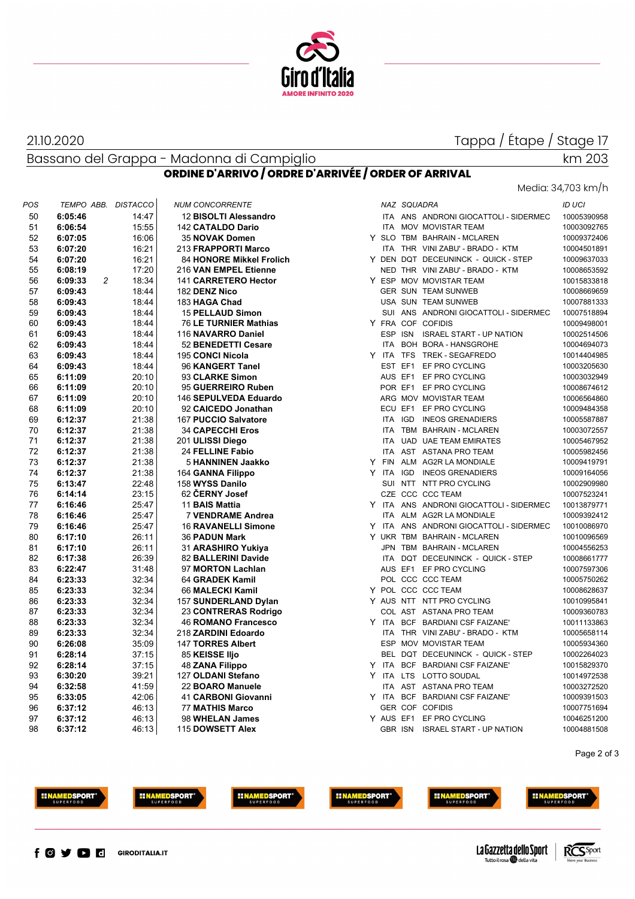21.10.2020 — Tappa / Étape / Stage 17

Bassano del Grappa - Madonna di Campiglio — km 203

## ORDINE D'ARRIVO / ORDRE D'ARRIVÉE / ORDER OF ARRIVAL

Media: 34,703 km/h

| POS | TEMPO | ABB. | DISTACCO | NUM | CONCORRENTE | | NAZ | SQUADRA | | ID UCI |
|---|---|---|---|---|---|---|---|---|---|---|
| 50 | **6:05:46** | | 14:47 | 12 | **BISOLTI Alessandro** | | ITA | ANS | ANDRONI GIOCATTOLI - SIDERMEC | 10005390958 |
| 51 | **6:06:54** | | 15:55 | 142 | **CATALDO Dario** | | ITA | MOV | MOVISTAR TEAM | 10003092765 |
| 52 | **6:07:05** | | 16:06 | 35 | **NOVAK Domen** | Y | SLO | TBM | BAHRAIN - MCLAREN | 10009372406 |
| 53 | **6:07:20** | | 16:21 | 213 | **FRAPPORTI Marco** | | ITA | THR | VINI ZABU' - BRADO - KTM | 10004501891 |
| 54 | **6:07:20** | | 16:21 | 84 | **HONORE Mikkel Frolich** | Y | DEN | DQT | DECEUNINCK - QUICK - STEP | 10009637033 |
| 55 | **6:08:19** | | 17:20 | 216 | **VAN EMPEL Etienne** | | NED | THR | VINI ZABU' - BRADO - KTM | 10008653592 |
| 56 | **6:09:33** | 2 | 18:34 | 141 | **CARRETERO Hector** | Y | ESP | MOV | MOVISTAR TEAM | 10015833818 |
| 57 | **6:09:43** | | 18:44 | 182 | **DENZ Nico** | | GER | SUN | TEAM SUNWEB | 10008669659 |
| 58 | **6:09:43** | | 18:44 | 183 | **HAGA Chad** | | USA | SUN | TEAM SUNWEB | 10007881333 |
| 59 | **6:09:43** | | 18:44 | 15 | **PELLAUD Simon** | | SUI | ANS | ANDRONI GIOCATTOLI - SIDERMEC | 10007518894 |
| 60 | **6:09:43** | | 18:44 | 76 | **LE TURNIER Mathias** | Y | FRA | COF | COFIDIS | 10009498001 |
| 61 | **6:09:43** | | 18:44 | 116 | **NAVARRO Daniel** | | ESP | ISN | ISRAEL START - UP NATION | 10002514506 |
| 62 | **6:09:43** | | 18:44 | 52 | **BENEDETTI Cesare** | | ITA | BOH | BORA - HANSGROHE | 10004694073 |
| 63 | **6:09:43** | | 18:44 | 195 | **CONCI Nicola** | Y | ITA | TFS | TREK - SEGAFREDO | 10014404985 |
| 64 | **6:09:43** | | 18:44 | 96 | **KANGERT Tanel** | | EST | EF1 | EF PRO CYCLING | 10003205630 |
| 65 | **6:11:09** | | 20:10 | 93 | **CLARKE Simon** | | AUS | EF1 | EF PRO CYCLING | 10003032949 |
| 66 | **6:11:09** | | 20:10 | 95 | **GUERREIRO Ruben** | | POR | EF1 | EF PRO CYCLING | 10008674612 |
| 67 | **6:11:09** | | 20:10 | 146 | **SEPULVEDA Eduardo** | | ARG | MOV | MOVISTAR TEAM | 10006564860 |
| 68 | **6:11:09** | | 20:10 | 92 | **CAICEDO Jonathan** | | ECU | EF1 | EF PRO CYCLING | 10009484358 |
| 69 | **6:12:37** | | 21:38 | 167 | **PUCCIO Salvatore** | | ITA | IGD | INEOS GRENADIERS | 10005587887 |
| 70 | **6:12:37** | | 21:38 | 34 | **CAPECCHI Eros** | | ITA | TBM | BAHRAIN - MCLAREN | 10003072557 |
| 71 | **6:12:37** | | 21:38 | 201 | **ULISSI Diego** | | ITA | UAD | UAE TEAM EMIRATES | 10005467952 |
| 72 | **6:12:37** | | 21:38 | 24 | **FELLINE Fabio** | | ITA | AST | ASTANA PRO TEAM | 10005982456 |
| 73 | **6:12:37** | | 21:38 | 5 | **HANNINEN Jaakko** | Y | FIN | ALM | AG2R LA MONDIALE | 10009419791 |
| 74 | **6:12:37** | | 21:38 | 164 | **GANNA Filippo** | Y | ITA | IGD | INEOS GRENADIERS | 10009164056 |
| 75 | **6:13:47** | | 22:48 | 158 | **WYSS Danilo** | | SUI | NTT | NTT PRO CYCLING | 10002909980 |
| 76 | **6:14:14** | | 23:15 | 62 | **ČERNY Josef** | | CZE | CCC | CCC TEAM | 10007523241 |
| 77 | **6:16:46** | | 25:47 | 11 | **BAIS Mattia** | Y | ITA | ANS | ANDRONI GIOCATTOLI - SIDERMEC | 10013879771 |
| 78 | **6:16:46** | | 25:47 | 7 | **VENDRAME Andrea** | | ITA | ALM | AG2R LA MONDIALE | 10009392412 |
| 79 | **6:16:46** | | 25:47 | 16 | **RAVANELLI Simone** | Y | ITA | ANS | ANDRONI GIOCATTOLI - SIDERMEC | 10010086970 |
| 80 | **6:17:10** | | 26:11 | 36 | **PADUN Mark** | Y | UKR | TBM | BAHRAIN - MCLAREN | 10010096569 |
| 81 | **6:17:10** | | 26:11 | 31 | **ARASHIRO Yukiya** | | JPN | TBM | BAHRAIN - MCLAREN | 10004556253 |
| 82 | **6:17:38** | | 26:39 | 82 | **BALLERINI Davide** | | ITA | DQT | DECEUNINCK - QUICK - STEP | 10008661777 |
| 83 | **6:22:47** | | 31:48 | 97 | **MORTON Lachlan** | | AUS | EF1 | EF PRO CYCLING | 10007597306 |
| 84 | **6:23:33** | | 32:34 | 64 | **GRADEK Kamil** | | POL | CCC | CCC TEAM | 10005750262 |
| 85 | **6:23:33** | | 32:34 | 66 | **MALECKI Kamil** | Y | POL | CCC | CCC TEAM | 10008628637 |
| 86 | **6:23:33** | | 32:34 | 157 | **SUNDERLAND Dylan** | Y | AUS | NTT | NTT PRO CYCLING | 10010995841 |
| 87 | **6:23:33** | | 32:34 | 23 | **CONTRERAS Rodrigo** | | COL | AST | ASTANA PRO TEAM | 10009360783 |
| 88 | **6:23:33** | | 32:34 | 46 | **ROMANO Francesco** | Y | ITA | BCF | BARDIANI CSF FAIZANE' | 10011133863 |
| 89 | **6:23:33** | | 32:34 | 218 | **ZARDINI Edoardo** | | ITA | THR | VINI ZABU' - BRADO - KTM | 10005658114 |
| 90 | **6:26:08** | | 35:09 | 147 | **TORRES Albert** | | ESP | MOV | MOVISTAR TEAM | 10005934360 |
| 91 | **6:28:14** | | 37:15 | 85 | **KEISSE Iljo** | | BEL | DQT | DECEUNINCK - QUICK - STEP | 10002264023 |
| 92 | **6:28:14** | | 37:15 | 48 | **ZANA Filippo** | Y | ITA | BCF | BARDIANI CSF FAIZANE' | 10015829370 |
| 93 | **6:30:20** | | 39:21 | 127 | **OLDANI Stefano** | Y | ITA | LTS | LOTTO SOUDAL | 10014972538 |
| 94 | **6:32:58** | | 41:59 | 22 | **BOARO Manuele** | | ITA | AST | ASTANA PRO TEAM | 10003272520 |
| 95 | **6:33:05** | | 42:06 | 41 | **CARBONI Giovanni** | Y | ITA | BCF | BARDIANI CSF FAIZANE' | 10009391503 |
| 96 | **6:37:12** | | 46:13 | 77 | **MATHIS Marco** | | GER | COF | COFIDIS | 10007751694 |
| 97 | **6:37:12** | | 46:13 | 98 | **WHELAN James** | Y | AUS | EF1 | EF PRO CYCLING | 10046251200 |
| 98 | **6:37:12** | | 46:13 | 115 | **DOWSETT Alex** | | GBR | ISN | ISRAEL START - UP NATION | 10004881508 |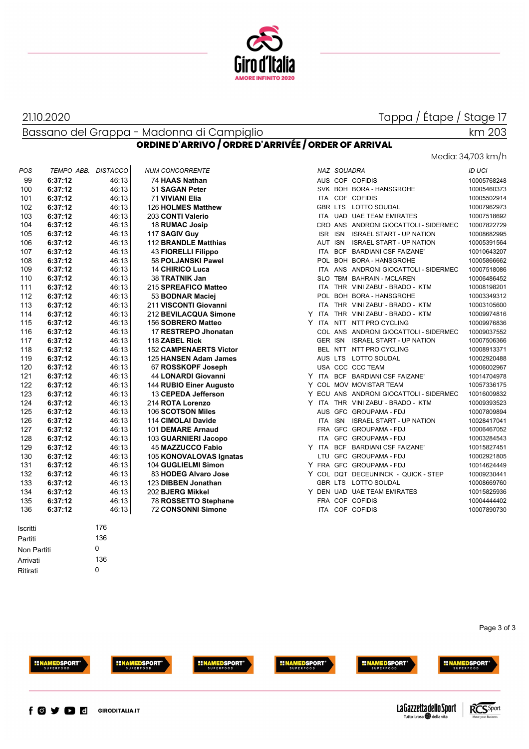21.10.2020

Tappa / Étape / Stage 17

Bassano del Grappa - Madonna di Campiglio

km 203

## ORDINE D'ARRIVO / ORDRE D'ARRIVÉE / ORDER OF ARRIVAL

Media: 34,703 km/h

| POS | TEMPO | ABB. | DISTACCO | NUM | CONCORRENTE | | NAZ | SQUADRA | | ID UCI |
|---|---|---|---|---|---|---|---|---|---|---|
| 99 | **6:37:12** | | 46:13 | 74 | **HAAS Nathan** | | AUS | COF | COFIDIS | 10005768248 |
| 100 | **6:37:12** | | 46:13 | 51 | **SAGAN Peter** | | SVK | BOH | BORA - HANSGROHE | 10005460373 |
| 101 | **6:37:12** | | 46:13 | 71 | **VIVIANI Elia** | | ITA | COF | COFIDIS | 10005502914 |
| 102 | **6:37:12** | | 46:13 | 126 | **HOLMES Matthew** | | GBR | LTS | LOTTO SOUDAL | 10007962973 |
| 103 | **6:37:12** | | 46:13 | 203 | **CONTI Valerio** | | ITA | UAD | UAE TEAM EMIRATES | 10007518692 |
| 104 | **6:37:12** | | 46:13 | 18 | **RUMAC Josip** | | CRO | ANS | ANDRONI GIOCATTOLI - SIDERMEC | 10007822729 |
| 105 | **6:37:12** | | 46:13 | 117 | **SAGIV Guy** | | ISR | ISN | ISRAEL START - UP NATION | 10008682995 |
| 106 | **6:37:12** | | 46:13 | 112 | **BRANDLE Matthias** | | AUT | ISN | ISRAEL START - UP NATION | 10005391564 |
| 107 | **6:37:12** | | 46:13 | 43 | **FIORELLI Filippo** | | ITA | BCF | BARDIANI CSF FAIZANE' | 10010643207 |
| 108 | **6:37:12** | | 46:13 | 58 | **POLJANSKI Pawel** | | POL | BOH | BORA - HANSGROHE | 10005866662 |
| 109 | **6:37:12** | | 46:13 | 14 | **CHIRICO Luca** | | ITA | ANS | ANDRONI GIOCATTOLI - SIDERMEC | 10007518086 |
| 110 | **6:37:12** | | 46:13 | 38 | **TRATNIK Jan** | | SLO | TBM | BAHRAIN - MCLAREN | 10006486452 |
| 111 | **6:37:12** | | 46:13 | 215 | **SPREAFICO Matteo** | | ITA | THR | VINI ZABU' - BRADO - KTM | 10008198201 |
| 112 | **6:37:12** | | 46:13 | 53 | **BODNAR Maciej** | | POL | BOH | BORA - HANSGROHE | 10003349312 |
| 113 | **6:37:12** | | 46:13 | 211 | **VISCONTI Giovanni** | | ITA | THR | VINI ZABU' - BRADO - KTM | 10003105600 |
| 114 | **6:37:12** | | 46:13 | 212 | **BEVILACQUA Simone** | Y | ITA | THR | VINI ZABU' - BRADO - KTM | 10009974816 |
| 115 | **6:37:12** | | 46:13 | 156 | **SOBRERO Matteo** | Y | ITA | NTT | NTT PRO CYCLING | 10009976836 |
| 116 | **6:37:12** | | 46:13 | 17 | **RESTREPO Jhonatan** | | COL | ANS | ANDRONI GIOCATTOLI - SIDERMEC | 10009037552 |
| 117 | **6:37:12** | | 46:13 | 118 | **ZABEL Rick** | | GER | ISN | ISRAEL START - UP NATION | 10007506366 |
| 118 | **6:37:12** | | 46:13 | 152 | **CAMPENAERTS Victor** | | BEL | NTT | NTT PRO CYCLING | 10008913371 |
| 119 | **6:37:12** | | 46:13 | 125 | **HANSEN Adam James** | | AUS | LTS | LOTTO SOUDAL | 10002920488 |
| 120 | **6:37:12** | | 46:13 | 67 | **ROSSKOPF Joseph** | | USA | CCC | CCC TEAM | 10006002967 |
| 121 | **6:37:12** | | 46:13 | 44 | **LONARDI Giovanni** | Y | ITA | BCF | BARDIANI CSF FAIZANE' | 10014704978 |
| 122 | **6:37:12** | | 46:13 | 144 | **RUBIO Einer Augusto** | Y | COL | MOV | MOVISTAR TEAM | 10057336175 |
| 123 | **6:37:12** | | 46:13 | 13 | **CEPEDA Jefferson** | Y | ECU | ANS | ANDRONI GIOCATTOLI - SIDERMEC | 10016009832 |
| 124 | **6:37:12** | | 46:13 | 214 | **ROTA Lorenzo** | Y | ITA | THR | VINI ZABU' - BRADO - KTM | 10009393523 |
| 125 | **6:37:12** | | 46:13 | 106 | **SCOTSON Miles** | | AUS | GFC | GROUPAMA - FDJ | 10007809894 |
| 126 | **6:37:12** | | 46:13 | 114 | **CIMOLAI Davide** | | ITA | ISN | ISRAEL START - UP NATION | 10028417041 |
| 127 | **6:37:12** | | 46:13 | 101 | **DEMARE Arnaud** | | FRA | GFC | GROUPAMA - FDJ | 10006467052 |
| 128 | **6:37:12** | | 46:13 | 103 | **GUARNIERI Jacopo** | | ITA | GFC | GROUPAMA - FDJ | 10003284543 |
| 129 | **6:37:12** | | 46:13 | 45 | **MAZZUCCO Fabio** | Y | ITA | BCF | BARDIANI CSF FAIZANE' | 10015827451 |
| 130 | **6:37:12** | | 46:13 | 105 | **KONOVALOVAS Ignatas** | | LTU | GFC | GROUPAMA - FDJ | 10002921805 |
| 131 | **6:37:12** | | 46:13 | 104 | **GUGLIELMI Simon** | Y | FRA | GFC | GROUPAMA - FDJ | 10014624449 |
| 132 | **6:37:12** | | 46:13 | 83 | **HODEG Alvaro Jose** | Y | COL | DQT | DECEUNINCK - QUICK - STEP | 10009230441 |
| 133 | **6:37:12** | | 46:13 | 123 | **DIBBEN Jonathan** | | GBR | LTS | LOTTO SOUDAL | 10008669760 |
| 134 | **6:37:12** | | 46:13 | 202 | **BJERG Mikkel** | Y | DEN | UAD | UAE TEAM EMIRATES | 10015825936 |
| 135 | **6:37:12** | | 46:13 | 78 | **ROSSETTO Stephane** | | FRA | COF | COFIDIS | 10004444402 |
| 136 | **6:37:12** | | 46:13 | 72 | **CONSONNI Simone** | | ITA | COF | COFIDIS | 10007890730 |

| | |
|---|---|
| Iscritti | 176 |
| Partiti | 136 |
| Non Partiti | 0 |
| Arrivati | 136 |
| Ritirati | 0 |